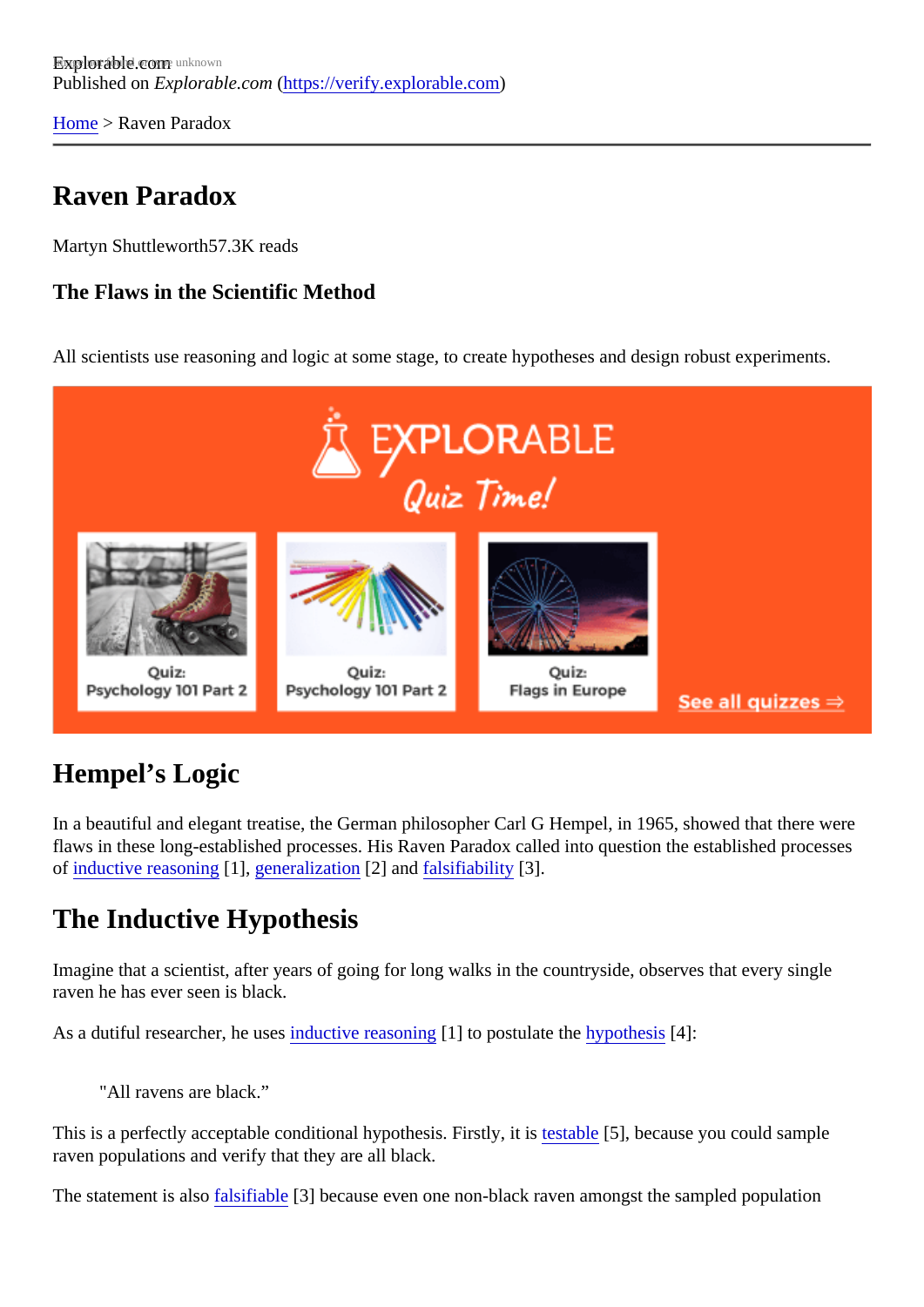Explorable.com
Published on *Explorable.com* (https://verify.explorable.com)

Home > Raven Paradox

# Raven Paradox

Martyn Shuttleworth57.3K reads

### The Flaws in the Scientific Method

All scientists use reasoning and logic at some stage, to create hypotheses and design robust experiments.

## Hempel's Logic

In a beautiful and elegant treatise, the German philosopher Carl G Hempel, in 1965, showed that there were flaws in these long-established processes. His Raven Paradox called into question the established processes of inductive reasoning [1], generalization [2] and falsifiability [3].

## The Inductive Hypothesis

Imagine that a scientist, after years of going for long walks in the countryside, observes that every single raven he has ever seen is black.

As a dutiful researcher, he uses inductive reasoning [1] to postulate the hypothesis [4]:

> "All ravens are black."

This is a perfectly acceptable conditional hypothesis. Firstly, it is testable [5], because you could sample raven populations and verify that they are all black.

The statement is also falsifiable [3] because even one non-black raven amongst the sampled population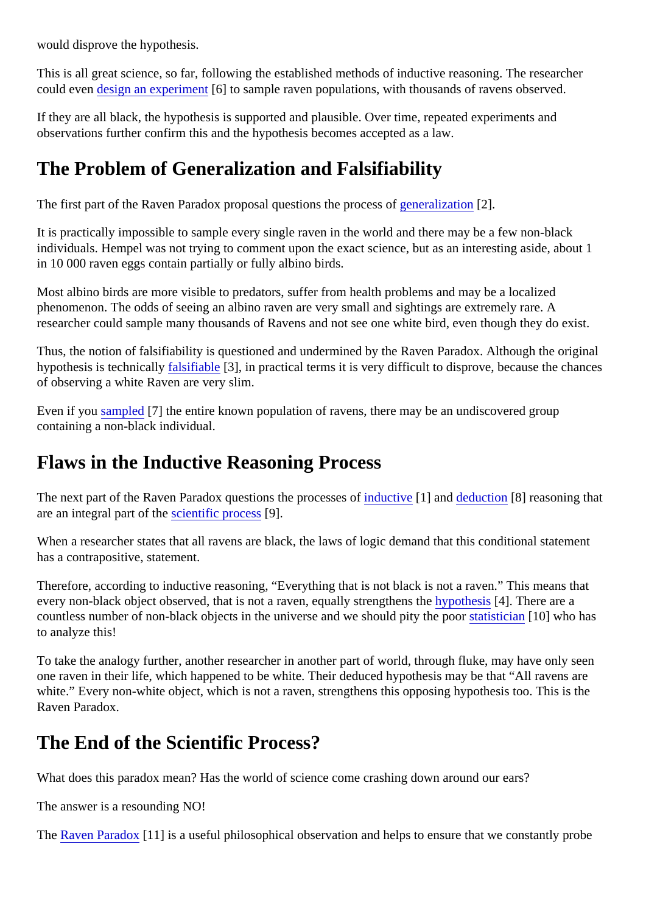would disprove the hypothesis.

This is all great science, so far, following the established methods of inductive reasoning. The researcher could even design an experiment [6] to sample raven populations, with thousands of ravens observed.

If they are all black, the hypothesis is supported and plausible. Over time, repeated experiments and observations further confirm this and the hypothesis becomes accepted as a law.

## The Problem of Generalization and Falsifiability

The first part of the Raven Paradox proposal questions the process of generalization [2].

It is practically impossible to sample every single raven in the world and there may be a few non-black individuals. Hempel was not trying to comment upon the exact science, but as an interesting aside, about 1 in 10 000 raven eggs contain partially or fully albino birds.

Most albino birds are more visible to predators, suffer from health problems and may be a localized phenomenon. The odds of seeing an albino raven are very small and sightings are extremely rare. A researcher could sample many thousands of Ravens and not see one white bird, even though they do exist.

Thus, the notion of falsifiability is questioned and undermined by the Raven Paradox. Although the original hypothesis is technically falsifiable [3], in practical terms it is very difficult to disprove, because the chances of observing a white Raven are very slim.

Even if you sampled [7] the entire known population of ravens, there may be an undiscovered group containing a non-black individual.

## Flaws in the Inductive Reasoning Process

The next part of the Raven Paradox questions the processes of inductive [1] and deduction [8] reasoning that are an integral part of the scientific process [9].

When a researcher states that all ravens are black, the laws of logic demand that this conditional statement has a contrapositive, statement.

Therefore, according to inductive reasoning, "Everything that is not black is not a raven." This means that every non-black object observed, that is not a raven, equally strengthens the hypothesis [4]. There are a countless number of non-black objects in the universe and we should pity the poor statistician [10] who has to analyze this!

To take the analogy further, another researcher in another part of world, through fluke, may have only seen one raven in their life, which happened to be white. Their deduced hypothesis may be that "All ravens are white." Every non-white object, which is not a raven, strengthens this opposing hypothesis too. This is the Raven Paradox.

## The End of the Scientific Process?

What does this paradox mean? Has the world of science come crashing down around our ears?

The answer is a resounding NO!

The Raven Paradox [11] is a useful philosophical observation and helps to ensure that we constantly probe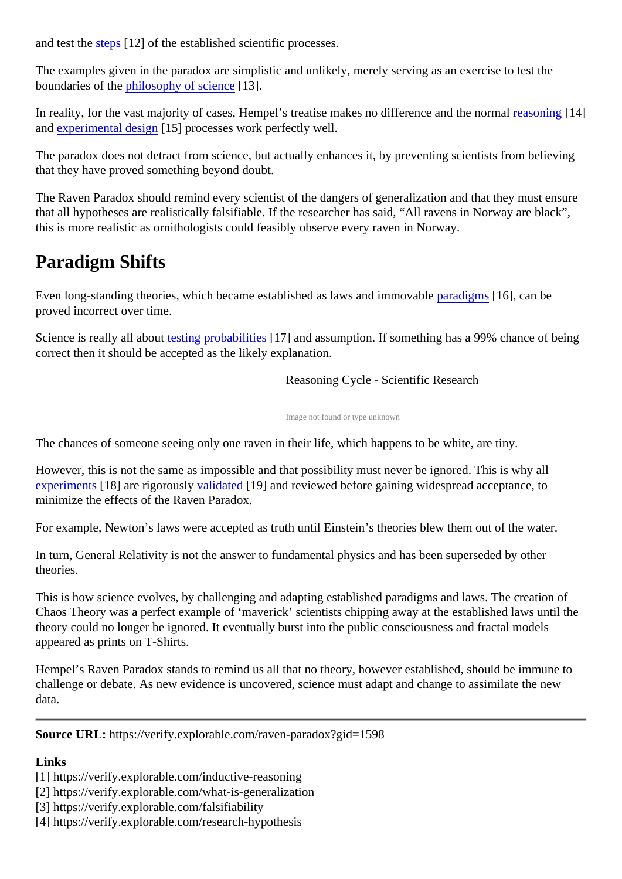and test the steps [12] of the established scientific processes.

The examples given in the paradox are simplistic and unlikely, merely serving as an exercise to test the boundaries of the philosophy of science [13].

In reality, for the vast majority of cases, Hempel's treatise makes no difference and the normal reasoning [14] and experimental design [15] processes work perfectly well.

The paradox does not detract from science, but actually enhances it, by preventing scientists from believing that they have proved something beyond doubt.

The Raven Paradox should remind every scientist of the dangers of generalization and that they must ensure that all hypotheses are realistically falsifiable. If the researcher has said, "All ravens in Norway are black", this is more realistic as ornithologists could feasibly observe every raven in Norway.

## Paradigm Shifts

Even long-standing theories, which became established as laws and immovable paradigms [16], can be proved incorrect over time.

Science is really all about testing probabilities [17] and assumption. If something has a 99% chance of being correct then it should be accepted as the likely explanation.

Reasoning Cycle - Scientific Research

Image not found or type unknown

The chances of someone seeing only one raven in their life, which happens to be white, are tiny.

However, this is not the same as impossible and that possibility must never be ignored. This is why all experiments [18] are rigorously validated [19] and reviewed before gaining widespread acceptance, to minimize the effects of the Raven Paradox.

For example, Newton's laws were accepted as truth until Einstein's theories blew them out of the water.

In turn, General Relativity is not the answer to fundamental physics and has been superseded by other theories.

This is how science evolves, by challenging and adapting established paradigms and laws. The creation of Chaos Theory was a perfect example of 'maverick' scientists chipping away at the established laws until the theory could no longer be ignored. It eventually burst into the public consciousness and fractal models appeared as prints on T-Shirts.

Hempel's Raven Paradox stands to remind us all that no theory, however established, should be immune to challenge or debate. As new evidence is uncovered, science must adapt and change to assimilate the new data.

---

**Source URL:** https://verify.explorable.com/raven-paradox?gid=1598

**Links**
[1] https://verify.explorable.com/inductive-reasoning
[2] https://verify.explorable.com/what-is-generalization
[3] https://verify.explorable.com/falsifiability
[4] https://verify.explorable.com/research-hypothesis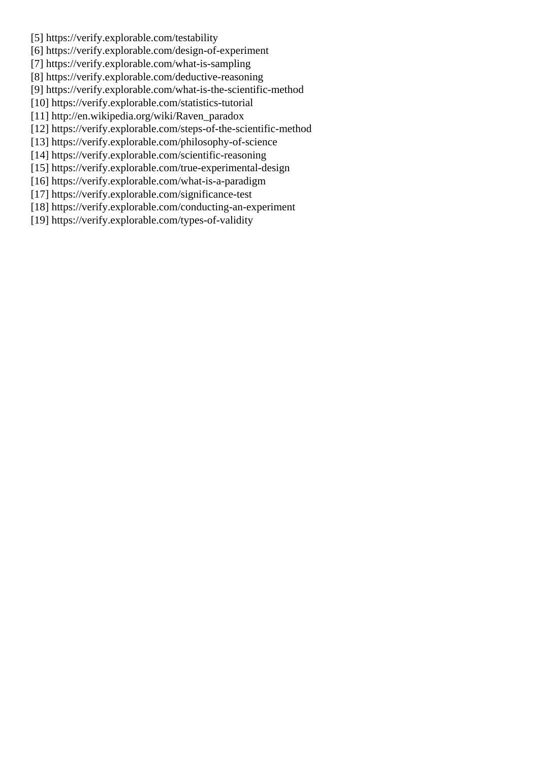[5] https://verify.explorable.com/testability
[6] https://verify.explorable.com/design-of-experiment
[7] https://verify.explorable.com/what-is-sampling
[8] https://verify.explorable.com/deductive-reasoning
[9] https://verify.explorable.com/what-is-the-scientific-method
[10] https://verify.explorable.com/statistics-tutorial
[11] http://en.wikipedia.org/wiki/Raven_paradox
[12] https://verify.explorable.com/steps-of-the-scientific-method
[13] https://verify.explorable.com/philosophy-of-science
[14] https://verify.explorable.com/scientific-reasoning
[15] https://verify.explorable.com/true-experimental-design
[16] https://verify.explorable.com/what-is-a-paradigm
[17] https://verify.explorable.com/significance-test
[18] https://verify.explorable.com/conducting-an-experiment
[19] https://verify.explorable.com/types-of-validity